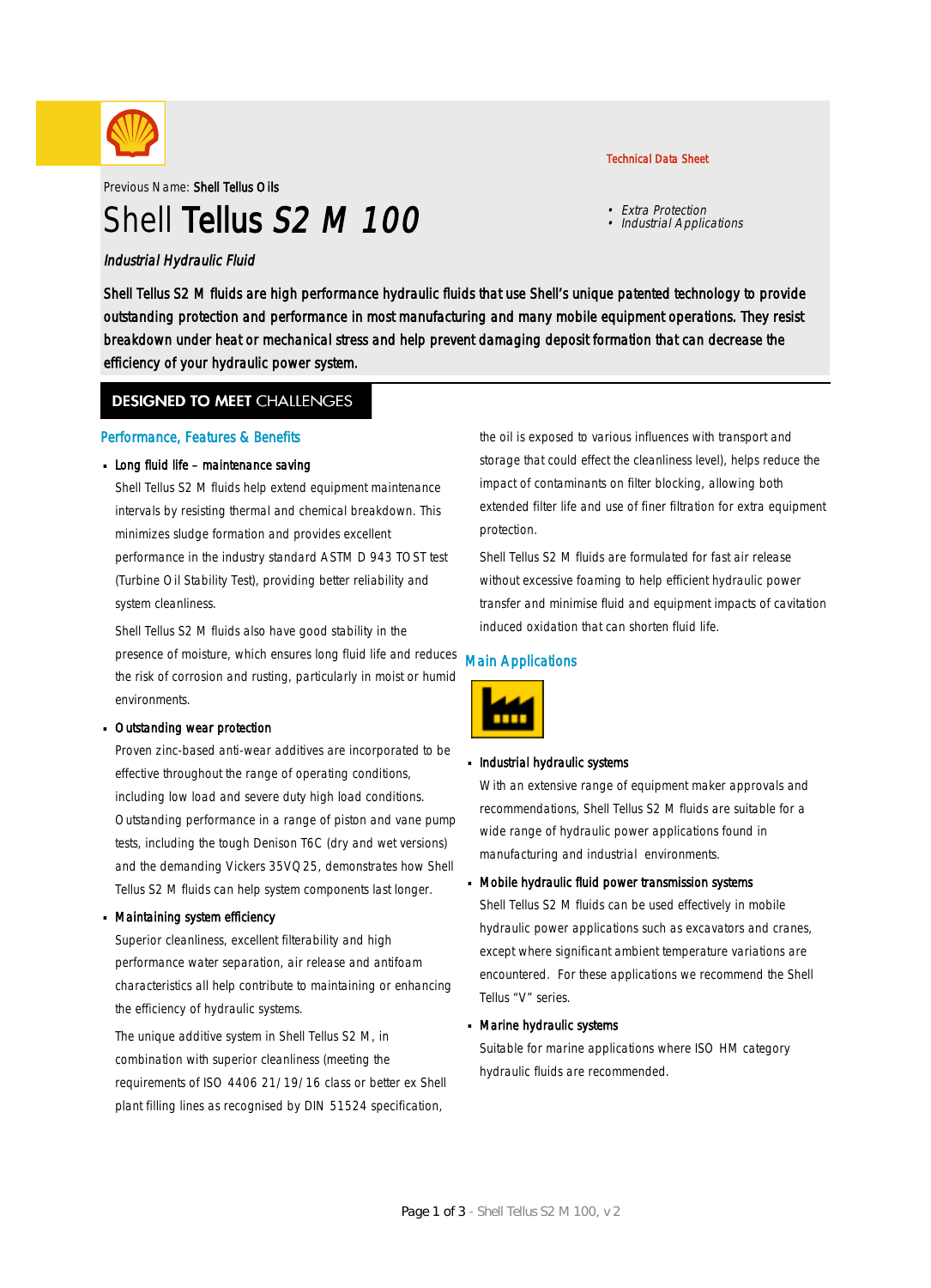Technical Data Sheet

Previous Name: **Shell Tellus Oils**

# Shell **Tellus** *S2 M 100*

*Industrial Hydraulic Fluid*

- *Extra Protection*
- *Industrial Applications*

Shell Tellus S2 M fluids are high performance hydraulic fluids that use Shell's unique patented technology to provide outstanding protection and performance in most manufacturing and many mobile equipment operations. They resist breakdown under heat or mechanical stress and help prevent damaging deposit formation that can decrease the efficiency of your hydraulic power system.

## DESIGNED TO MEET CHALLENGES

### Performance, Features & Benefits

- **Long fluid life – maintenance saving**

  Shell Tellus S2 M fluids help extend equipment maintenance intervals by resisting thermal and chemical breakdown. This minimizes sludge formation and provides excellent performance in the industry standard ASTM D 943 TOST test (Turbine Oil Stability Test), providing better reliability and system cleanliness.

  Shell Tellus S2 M fluids also have good stability in the presence of moisture, which ensures long fluid life and reduces the risk of corrosion and rusting, particularly in moist or humid environments.

- **Outstanding wear protection**

  Proven zinc-based anti-wear additives are incorporated to be effective throughout the range of operating conditions, including low load and severe duty high load conditions. Outstanding performance in a range of piston and vane pump tests, including the tough Denison T6C (dry and wet versions) and the demanding Vickers 35VQ25, demonstrates how Shell Tellus S2 M fluids can help system components last longer.

- **Maintaining system efficiency**

  Superior cleanliness, excellent filterability and high performance water separation, air release and antifoam characteristics all help contribute to maintaining or enhancing the efficiency of hydraulic systems.

  The unique additive system in Shell Tellus S2 M, in combination with superior cleanliness (meeting the requirements of ISO 4406 21/19/16 class or better ex Shell plant filling lines as recognised by DIN 51524 specification, the oil is exposed to various influences with transport and storage that could effect the cleanliness level), helps reduce the impact of contaminants on filter blocking, allowing both extended filter life and use of finer filtration for extra equipment protection.

  Shell Tellus S2 M fluids are formulated for fast air release without excessive foaming to help efficient hydraulic power transfer and minimise fluid and equipment impacts of cavitation induced oxidation that can shorten fluid life.

### Main Applications

- **Industrial hydraulic systems**

  With an extensive range of equipment maker approvals and recommendations, Shell Tellus S2 M fluids are suitable for a wide range of hydraulic power applications found in manufacturing and industrial environments.

- **Mobile hydraulic fluid power transmission systems**

  Shell Tellus S2 M fluids can be used effectively in mobile hydraulic power applications such as excavators and cranes, except where significant ambient temperature variations are encountered. For these applications we recommend the Shell Tellus "V" series.

- **Marine hydraulic systems**

  Suitable for marine applications where ISO HM category hydraulic fluids are recommended.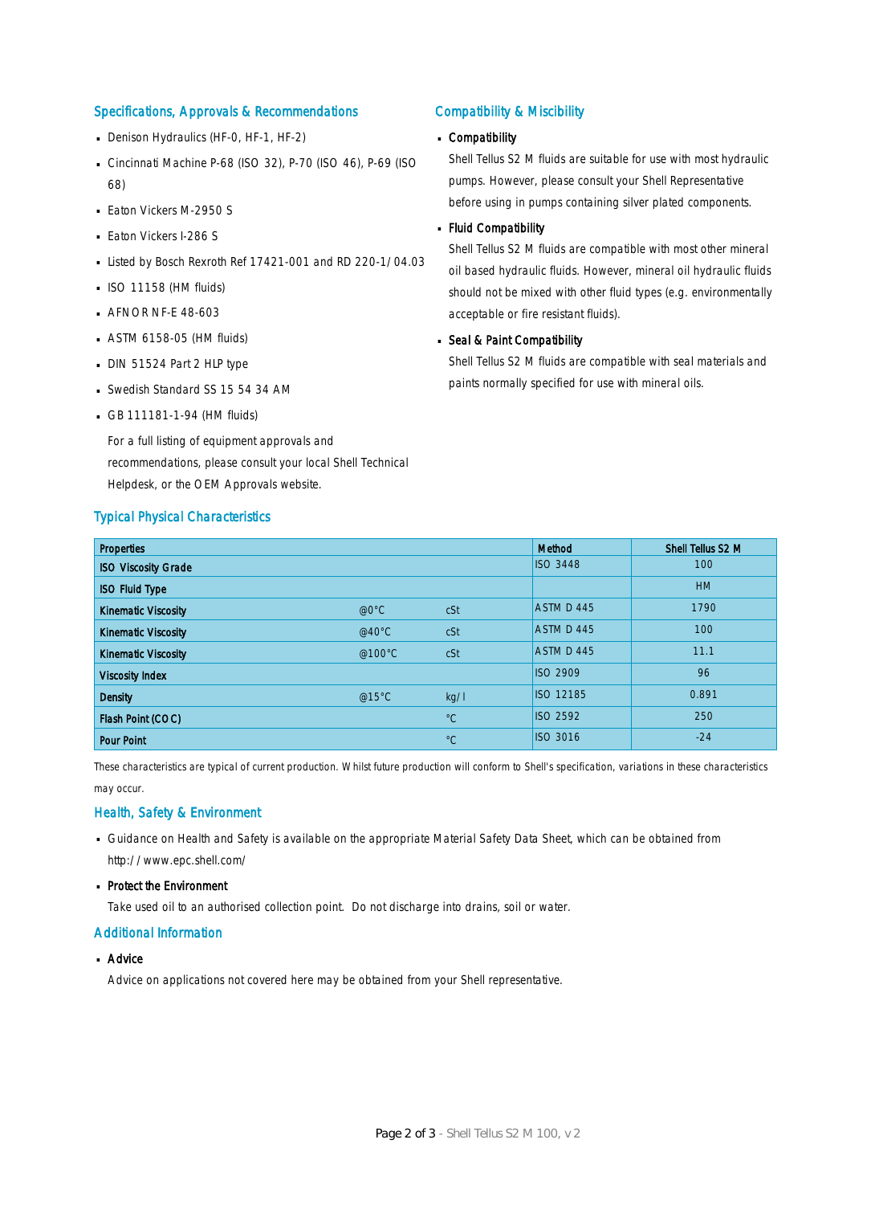## Specifications, Approvals & Recommendations

- Denison Hydraulics (HF-0, HF-1, HF-2)
- Cincinnati Machine P-68 (ISO 32), P-70 (ISO 46), P-69 (ISO 68)
- Eaton Vickers M-2950 S
- Eaton Vickers I-286 S
- Listed by Bosch Rexroth Ref 17421-001 and RD 220-1/04.03
- ISO 11158 (HM fluids)
- AFNOR NF-E 48-603
- ASTM 6158-05 (HM fluids)
- DIN 51524 Part 2 HLP type
- Swedish Standard SS 15 54 34 AM
- GB 111181-1-94 (HM fluids)

  For a full listing of equipment approvals and recommendations, please consult your local Shell Technical Helpdesk, or the OEM Approvals website.

## Compatibility & Miscibility

- **Compatibility**

  Shell Tellus S2 M fluids are suitable for use with most hydraulic pumps. However, please consult your Shell Representative before using in pumps containing silver plated components.

- **Fluid Compatibility**

  Shell Tellus S2 M fluids are compatible with most other mineral oil based hydraulic fluids. However, mineral oil hydraulic fluids should not be mixed with other fluid types (e.g. environmentally acceptable or fire resistant fluids).

- **Seal & Paint Compatibility**

  Shell Tellus S2 M fluids are compatible with seal materials and paints normally specified for use with mineral oils.

## Typical Physical Characteristics

| Properties | | | Method | Shell Tellus S2 M |
|---|---|---|---|---|
| ISO Viscosity Grade | | | ISO 3448 | 100 |
| ISO Fluid Type | | | | HM |
| Kinematic Viscosity | @0°C | cSt | ASTM D 445 | 1790 |
| Kinematic Viscosity | @40°C | cSt | ASTM D 445 | 100 |
| Kinematic Viscosity | @100°C | cSt | ASTM D 445 | 11.1 |
| Viscosity Index | | | ISO 2909 | 96 |
| Density | @15°C | kg/l | ISO 12185 | 0.891 |
| Flash Point (COC) | | °C | ISO 2592 | 250 |
| Pour Point | | °C | ISO 3016 | -24 |

These characteristics are typical of current production. Whilst future production will conform to Shell's specification, variations in these characteristics may occur.

## Health, Safety & Environment

- Guidance on Health and Safety is available on the appropriate Material Safety Data Sheet, which can be obtained from http://www.epc.shell.com/
- **Protect the Environment**

  Take used oil to an authorised collection point. Do not discharge into drains, soil or water.

## Additional Information

- **Advice**

  Advice on applications not covered here may be obtained from your Shell representative.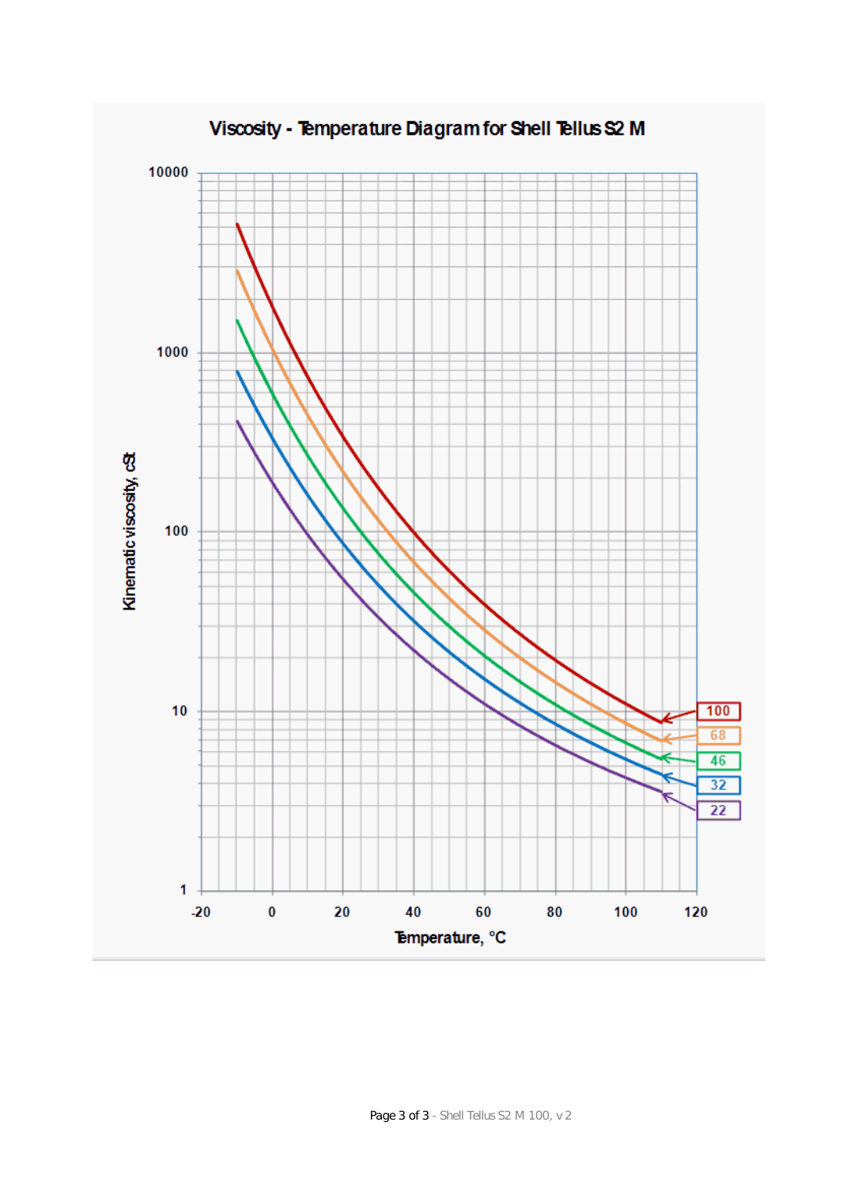Viscosity - Temperature Diagram for Shell Tellus S2 M

Kinematic viscosity, cSt

10000

1000

100

10

1

-20

0

20

40

60

80

100

120

Temperature, °C

100

68

46

32

22